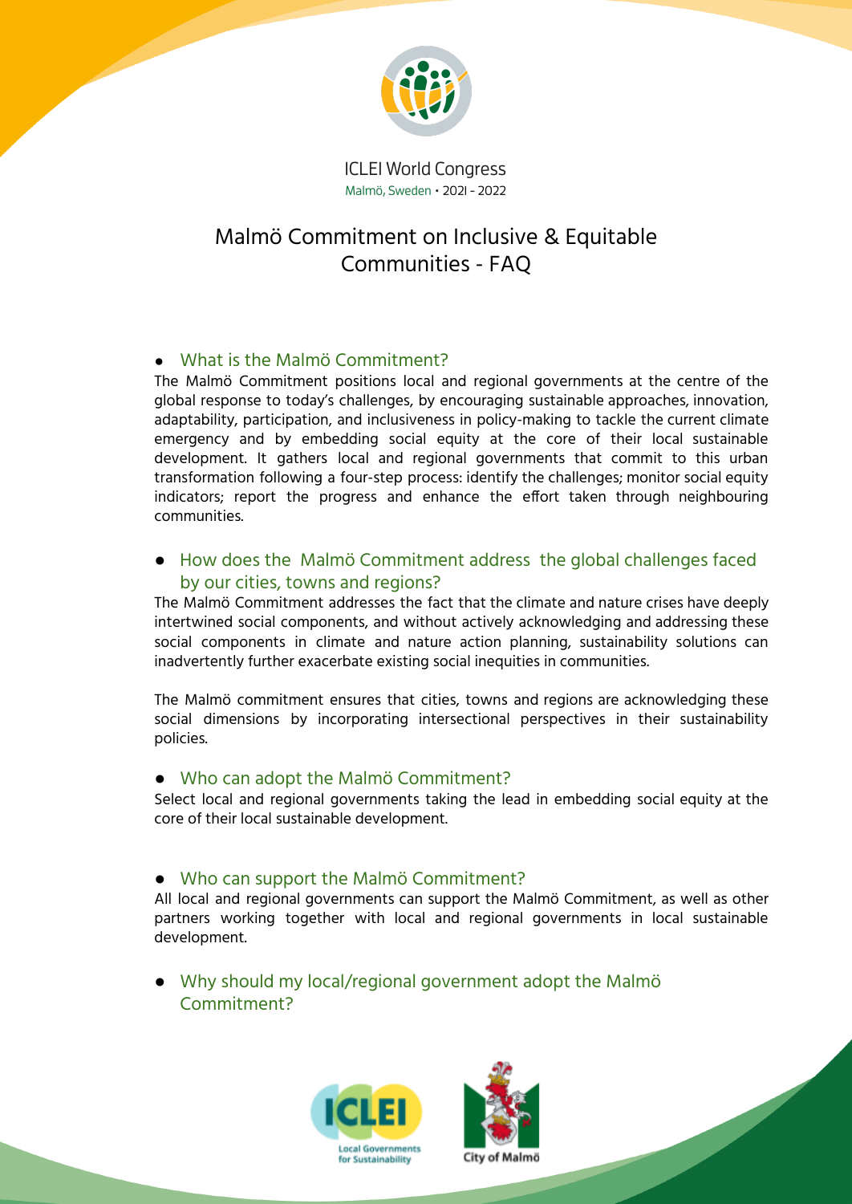ICLEI World Congress

Malmö, Sweden • 2021 - 2022

# Malmö Commitment on Inclusive & Equitable Communities - FAQ

- **What is the Malmö Commitment?**

The Malmö Commitment positions local and regional governments at the centre of the global response to today's challenges, by encouraging sustainable approaches, innovation, adaptability, participation, and inclusiveness in policy-making to tackle the current climate emergency and by embedding social equity at the core of their local sustainable development. It gathers local and regional governments that commit to this urban transformation following a four-step process: identify the challenges; monitor social equity indicators; report the progress and enhance the effort taken through neighbouring communities.

- **How does the Malmö Commitment address the global challenges faced by our cities, towns and regions?**

The Malmö Commitment addresses the fact that the climate and nature crises have deeply intertwined social components, and without actively acknowledging and addressing these social components in climate and nature action planning, sustainability solutions can inadvertently further exacerbate existing social inequities in communities.

The Malmö commitment ensures that cities, towns and regions are acknowledging these social dimensions by incorporating intersectional perspectives in their sustainability policies.

- **Who can adopt the Malmö Commitment?**

Select local and regional governments taking the lead in embedding social equity at the core of their local sustainable development.

- **Who can support the Malmö Commitment?**

All local and regional governments can support the Malmö Commitment, as well as other partners working together with local and regional governments in local sustainable development.

- **Why should my local/regional government adopt the Malmö Commitment?**

ICLEI Local Governments for Sustainability

City of Malmö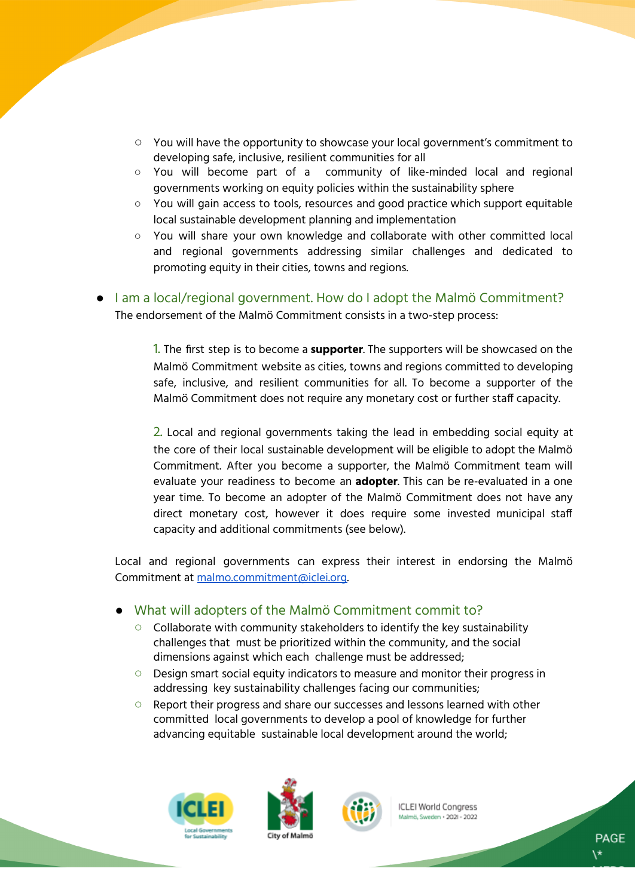- You will have the opportunity to showcase your local government's commitment to developing safe, inclusive, resilient communities for all
- You will become part of a community of like-minded local and regional governments working on equity policies within the sustainability sphere
- You will gain access to tools, resources and good practice which support equitable local sustainable development planning and implementation
- You will share your own knowledge and collaborate with other committed local and regional governments addressing similar challenges and dedicated to promoting equity in their cities, towns and regions.

## I am a local/regional government. How do I adopt the Malmö Commitment?

The endorsement of the Malmö Commitment consists in a two-step process:

1. The first step is to become a **supporter**. The supporters will be showcased on the Malmö Commitment website as cities, towns and regions committed to developing safe, inclusive, and resilient communities for all. To become a supporter of the Malmö Commitment does not require any monetary cost or further staff capacity.

2. Local and regional governments taking the lead in embedding social equity at the core of their local sustainable development will be eligible to adopt the Malmö Commitment. After you become a supporter, the Malmö Commitment team will evaluate your readiness to become an **adopter**. This can be re-evaluated in a one year time. To become an adopter of the Malmö Commitment does not have any direct monetary cost, however it does require some invested municipal staff capacity and additional commitments (see below).

Local and regional governments can express their interest in endorsing the Malmö Commitment at [malmo.commitment@iclei.org](mailto:malmo.commitment@iclei.org).

## What will adopters of the Malmö Commitment commit to?

- Collaborate with community stakeholders to identify the key sustainability challenges that must be prioritized within the community, and the social dimensions against which each challenge must be addressed;
- Design smart social equity indicators to measure and monitor their progress in addressing key sustainability challenges facing our communities;
- Report their progress and share our successes and lessons learned with other committed local governments to develop a pool of knowledge for further advancing equitable sustainable local development around the world;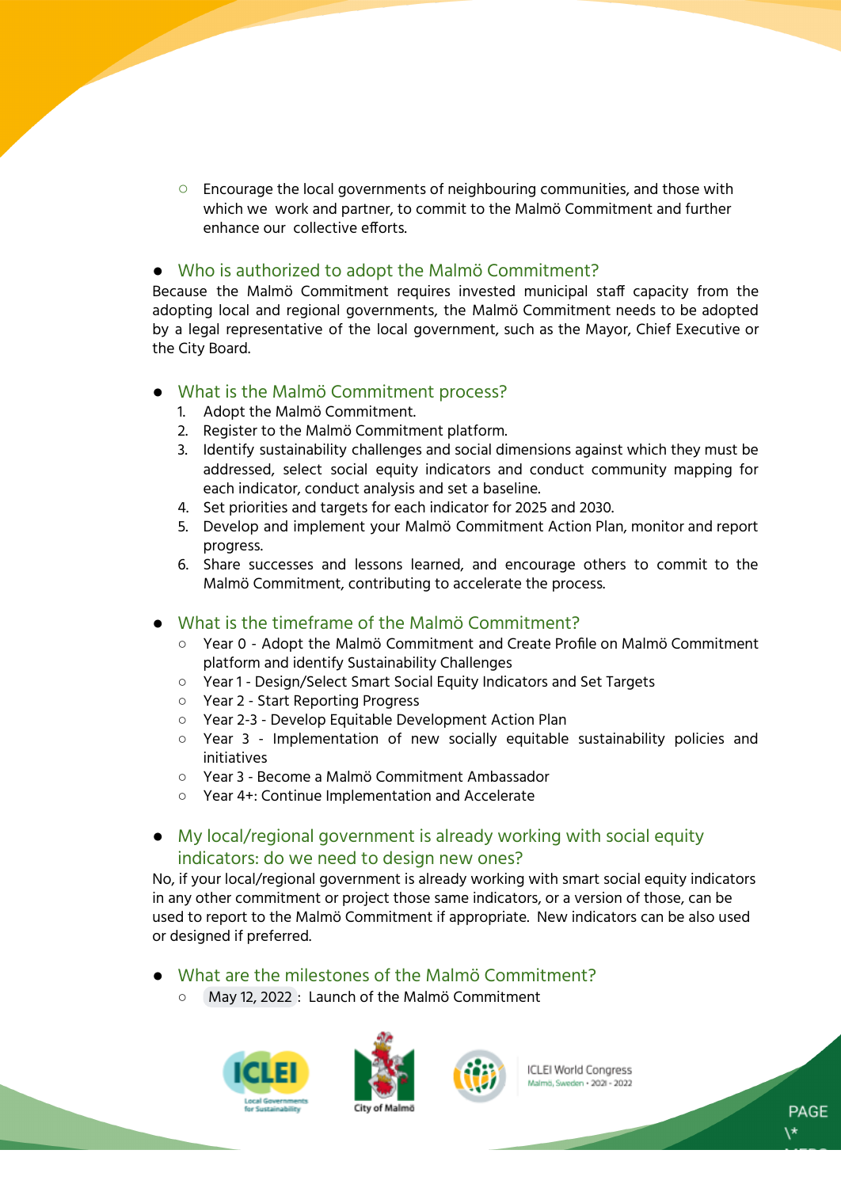- Encourage the local governments of neighbouring communities, and those with which we work and partner, to commit to the Malmö Commitment and further enhance our collective efforts.

## Who is authorized to adopt the Malmö Commitment?

Because the Malmö Commitment requires invested municipal staff capacity from the adopting local and regional governments, the Malmö Commitment needs to be adopted by a legal representative of the local government, such as the Mayor, Chief Executive or the City Board.

## What is the Malmö Commitment process?

1. Adopt the Malmö Commitment.
2. Register to the Malmö Commitment platform.
3. Identify sustainability challenges and social dimensions against which they must be addressed, select social equity indicators and conduct community mapping for each indicator, conduct analysis and set a baseline.
4. Set priorities and targets for each indicator for 2025 and 2030.
5. Develop and implement your Malmö Commitment Action Plan, monitor and report progress.
6. Share successes and lessons learned, and encourage others to commit to the Malmö Commitment, contributing to accelerate the process.

## What is the timeframe of the Malmö Commitment?

- Year 0 - Adopt the Malmö Commitment and Create Profile on Malmö Commitment platform and identify Sustainability Challenges
- Year 1 - Design/Select Smart Social Equity Indicators and Set Targets
- Year 2 - Start Reporting Progress
- Year 2-3 - Develop Equitable Development Action Plan
- Year 3 - Implementation of new socially equitable sustainability policies and initiatives
- Year 3 - Become a Malmö Commitment Ambassador
- Year 4+: Continue Implementation and Accelerate

## My local/regional government is already working with social equity indicators: do we need to design new ones?

No, if your local/regional government is already working with smart social equity indicators in any other commitment or project those same indicators, or a version of those, can be used to report to the Malmö Commitment if appropriate. New indicators can be also used or designed if preferred.

## What are the milestones of the Malmö Commitment?

- May 12, 2022 : Launch of the Malmö Commitment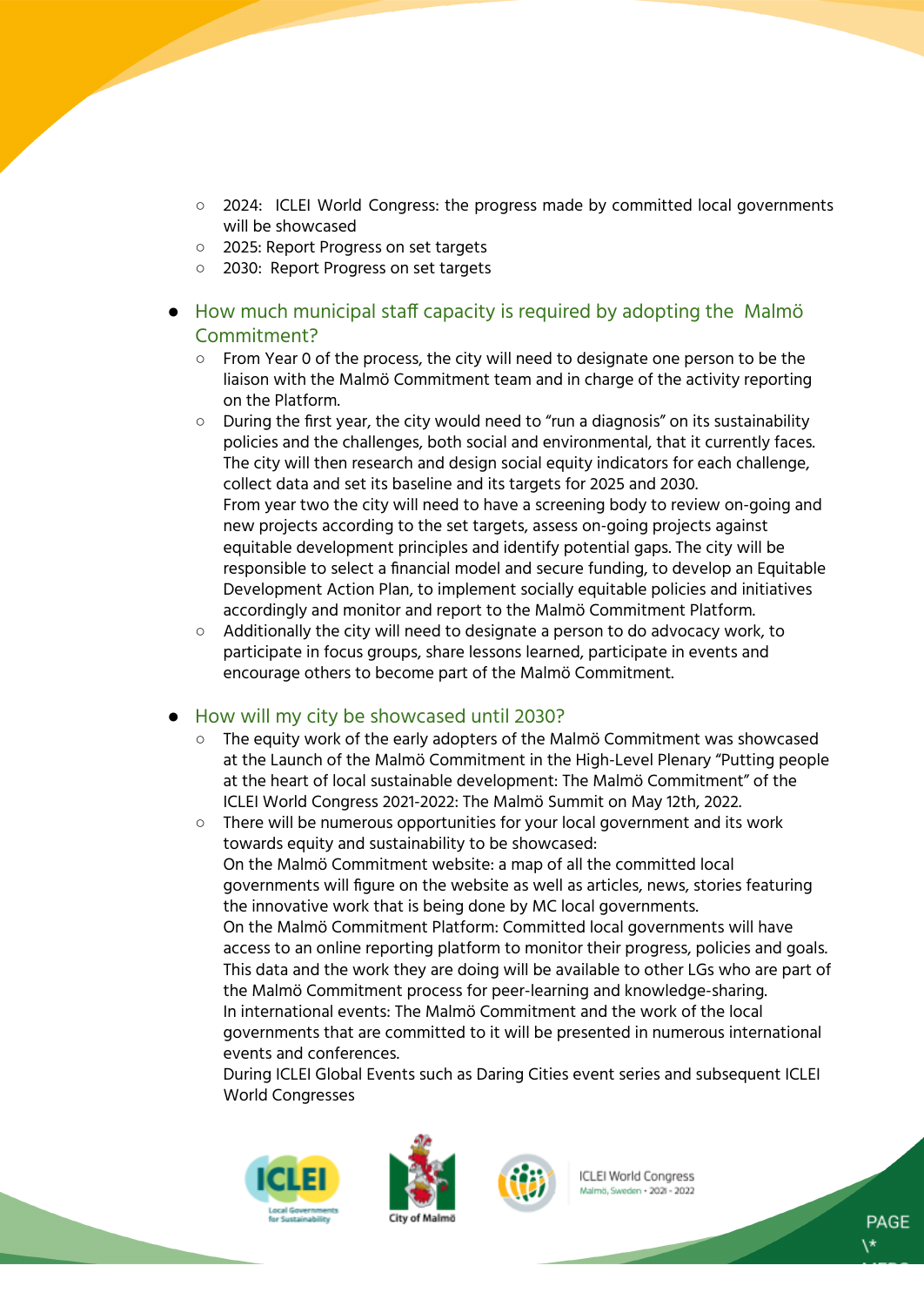- 2024: ICLEI World Congress: the progress made by committed local governments will be showcased
- 2025: Report Progress on set targets
- 2030: Report Progress on set targets

- **How much municipal staff capacity is required by adopting the Malmö Commitment?**
  - From Year 0 of the process, the city will need to designate one person to be the liaison with the Malmö Commitment team and in charge of the activity reporting on the Platform.
  - During the first year, the city would need to "run a diagnosis" on its sustainability policies and the challenges, both social and environmental, that it currently faces. The city will then research and design social equity indicators for each challenge, collect data and set its baseline and its targets for 2025 and 2030.
    From year two the city will need to have a screening body to review on-going and new projects according to the set targets, assess on-going projects against equitable development principles and identify potential gaps. The city will be responsible to select a financial model and secure funding, to develop an Equitable Development Action Plan, to implement socially equitable policies and initiatives accordingly and monitor and report to the Malmö Commitment Platform.
  - Additionally the city will need to designate a person to do advocacy work, to participate in focus groups, share lessons learned, participate in events and encourage others to become part of the Malmö Commitment.

- **How will my city be showcased until 2030?**
  - The equity work of the early adopters of the Malmö Commitment was showcased at the Launch of the Malmö Commitment in the High-Level Plenary "Putting people at the heart of local sustainable development: The Malmö Commitment" of the ICLEI World Congress 2021-2022: The Malmö Summit on May 12th, 2022.
  - There will be numerous opportunities for your local government and its work towards equity and sustainability to be showcased:
    On the Malmö Commitment website: a map of all the committed local governments will figure on the website as well as articles, news, stories featuring the innovative work that is being done by MC local governments.
    On the Malmö Commitment Platform: Committed local governments will have access to an online reporting platform to monitor their progress, policies and goals. This data and the work they are doing will be available to other LGs who are part of the Malmö Commitment process for peer-learning and knowledge-sharing.
    In international events: The Malmö Commitment and the work of the local governments that are committed to it will be presented in numerous international events and conferences.
    During ICLEI Global Events such as Daring Cities event series and subsequent ICLEI World Congresses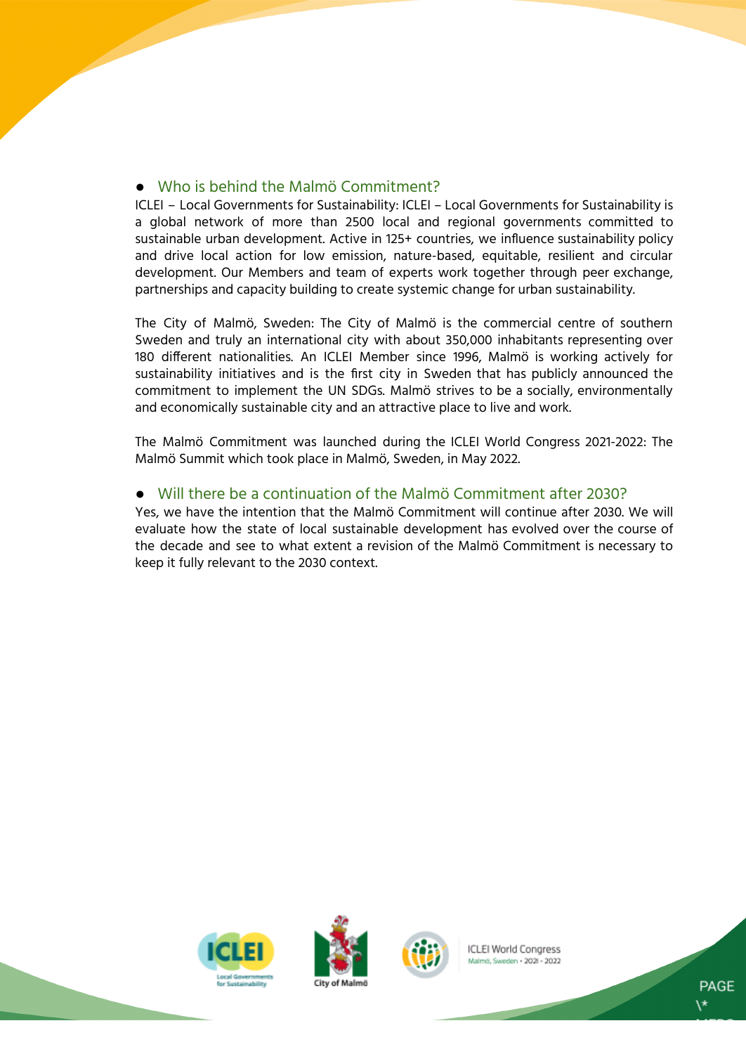- ## Who is behind the Malmö Commitment?

ICLEI – Local Governments for Sustainability: ICLEI – Local Governments for Sustainability is a global network of more than 2500 local and regional governments committed to sustainable urban development. Active in 125+ countries, we influence sustainability policy and drive local action for low emission, nature-based, equitable, resilient and circular development. Our Members and team of experts work together through peer exchange, partnerships and capacity building to create systemic change for urban sustainability.

The City of Malmö, Sweden: The City of Malmö is the commercial centre of southern Sweden and truly an international city with about 350,000 inhabitants representing over 180 different nationalities. An ICLEI Member since 1996, Malmö is working actively for sustainability initiatives and is the first city in Sweden that has publicly announced the commitment to implement the UN SDGs. Malmö strives to be a socially, environmentally and economically sustainable city and an attractive place to live and work.

The Malmö Commitment was launched during the ICLEI World Congress 2021-2022: The Malmö Summit which took place in Malmö, Sweden, in May 2022.

- ## Will there be a continuation of the Malmö Commitment after 2030?

Yes, we have the intention that the Malmö Commitment will continue after 2030. We will evaluate how the state of local sustainable development has evolved over the course of the decade and see to what extent a revision of the Malmö Commitment is necessary to keep it fully relevant to the 2030 context.

ICLEI Local Governments for Sustainability

City of Malmö

ICLEI World Congress
Malmö, Sweden • 2021 - 2022